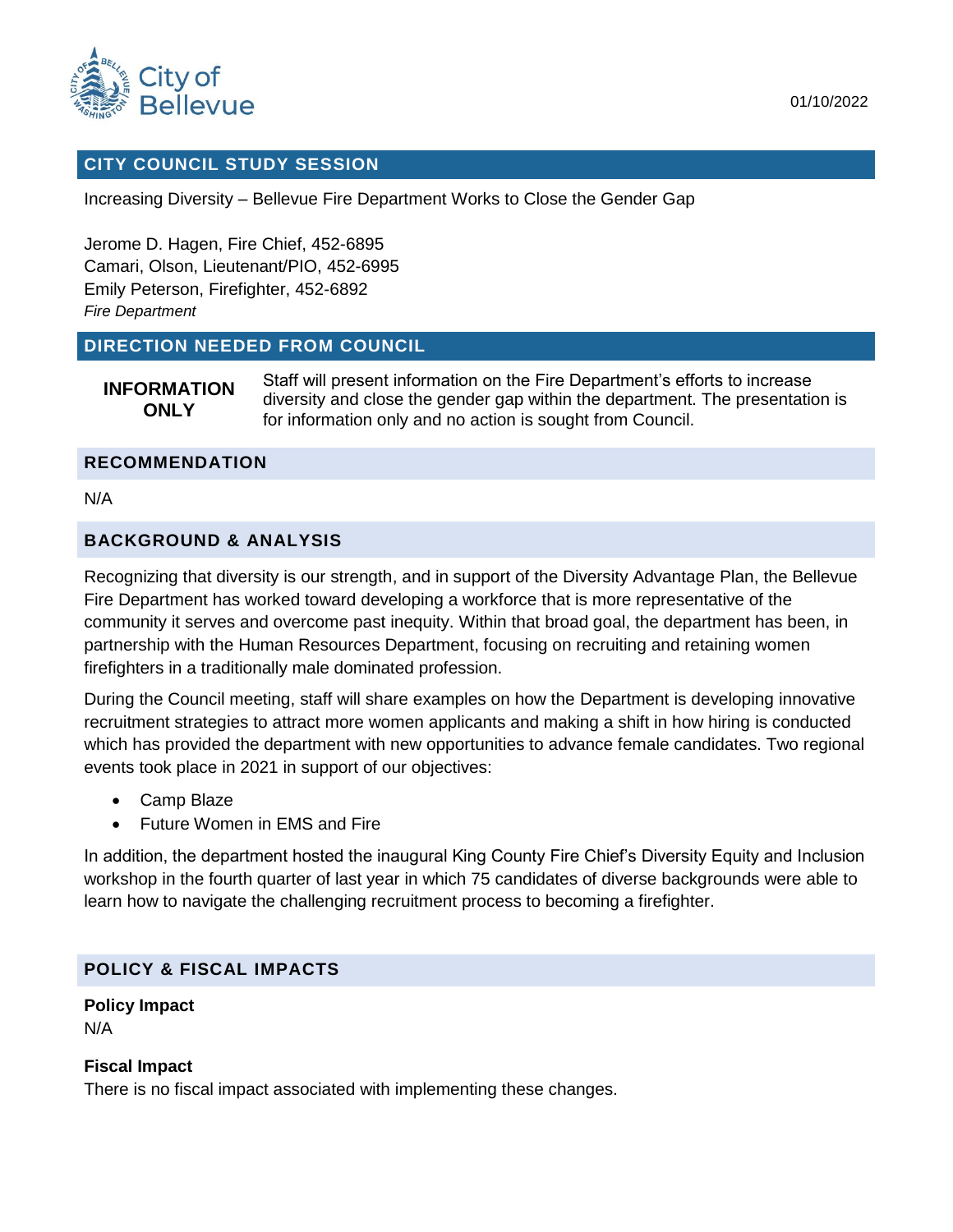City of Bellevue

01/10/2022

## CITY COUNCIL STUDY SESSION

Increasing Diversity – Bellevue Fire Department Works to Close the Gender Gap

Jerome D. Hagen, Fire Chief, 452-6895
Camari, Olson, Lieutenant/PIO, 452-6995
Emily Peterson, Firefighter, 452-6892
*Fire Department*

## DIRECTION NEEDED FROM COUNCIL

**INFORMATION ONLY**

Staff will present information on the Fire Department's efforts to increase diversity and close the gender gap within the department. The presentation is for information only and no action is sought from Council.

## RECOMMENDATION

N/A

## BACKGROUND & ANALYSIS

Recognizing that diversity is our strength, and in support of the Diversity Advantage Plan, the Bellevue Fire Department has worked toward developing a workforce that is more representative of the community it serves and overcome past inequity. Within that broad goal, the department has been, in partnership with the Human Resources Department, focusing on recruiting and retaining women firefighters in a traditionally male dominated profession.

During the Council meeting, staff will share examples on how the Department is developing innovative recruitment strategies to attract more women applicants and making a shift in how hiring is conducted which has provided the department with new opportunities to advance female candidates. Two regional events took place in 2021 in support of our objectives:

- Camp Blaze
- Future Women in EMS and Fire

In addition, the department hosted the inaugural King County Fire Chief's Diversity Equity and Inclusion workshop in the fourth quarter of last year in which 75 candidates of diverse backgrounds were able to learn how to navigate the challenging recruitment process to becoming a firefighter.

## POLICY & FISCAL IMPACTS

**Policy Impact**

N/A

**Fiscal Impact**

There is no fiscal impact associated with implementing these changes.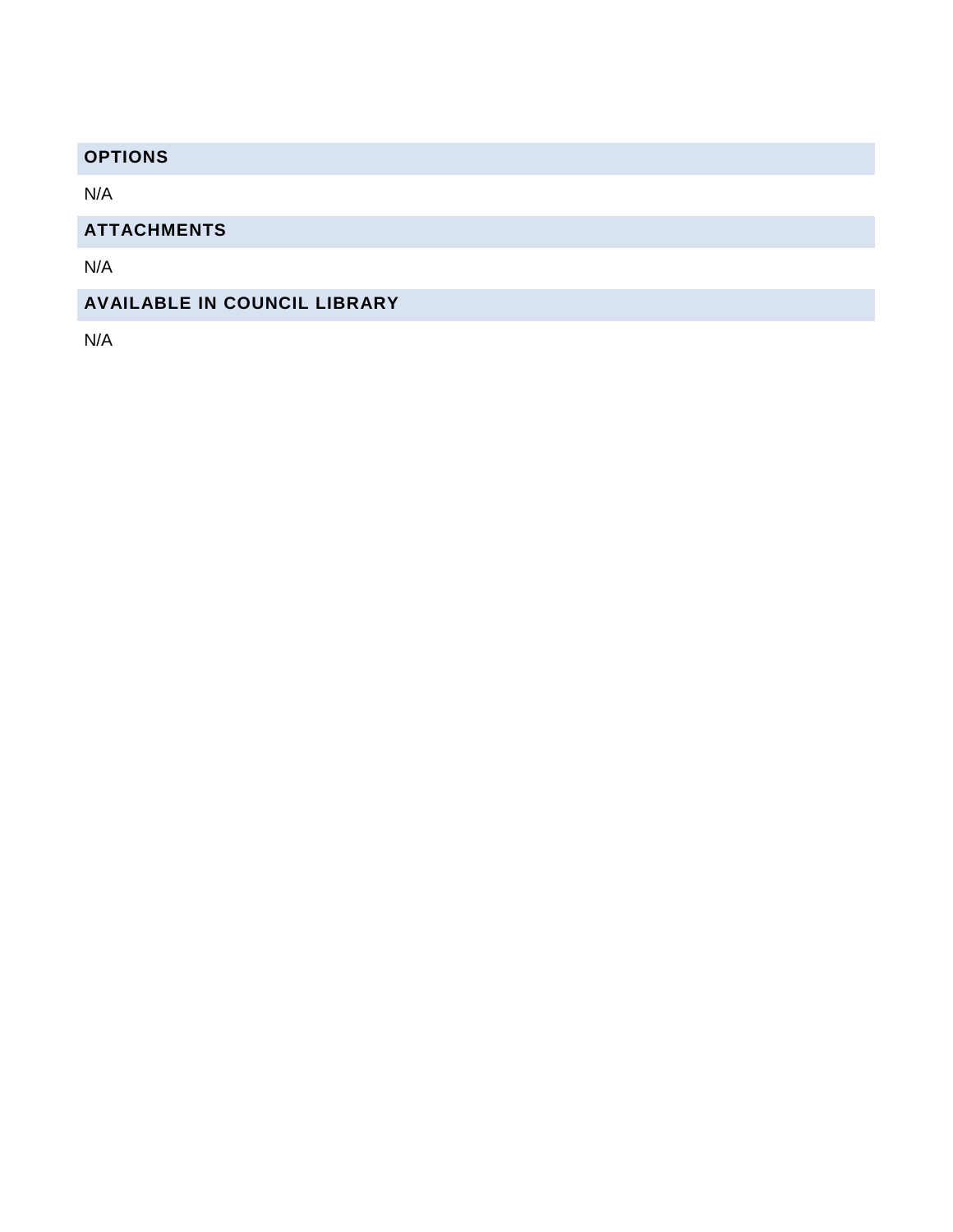## OPTIONS

N/A

## ATTACHMENTS

N/A

## AVAILABLE IN COUNCIL LIBRARY

N/A